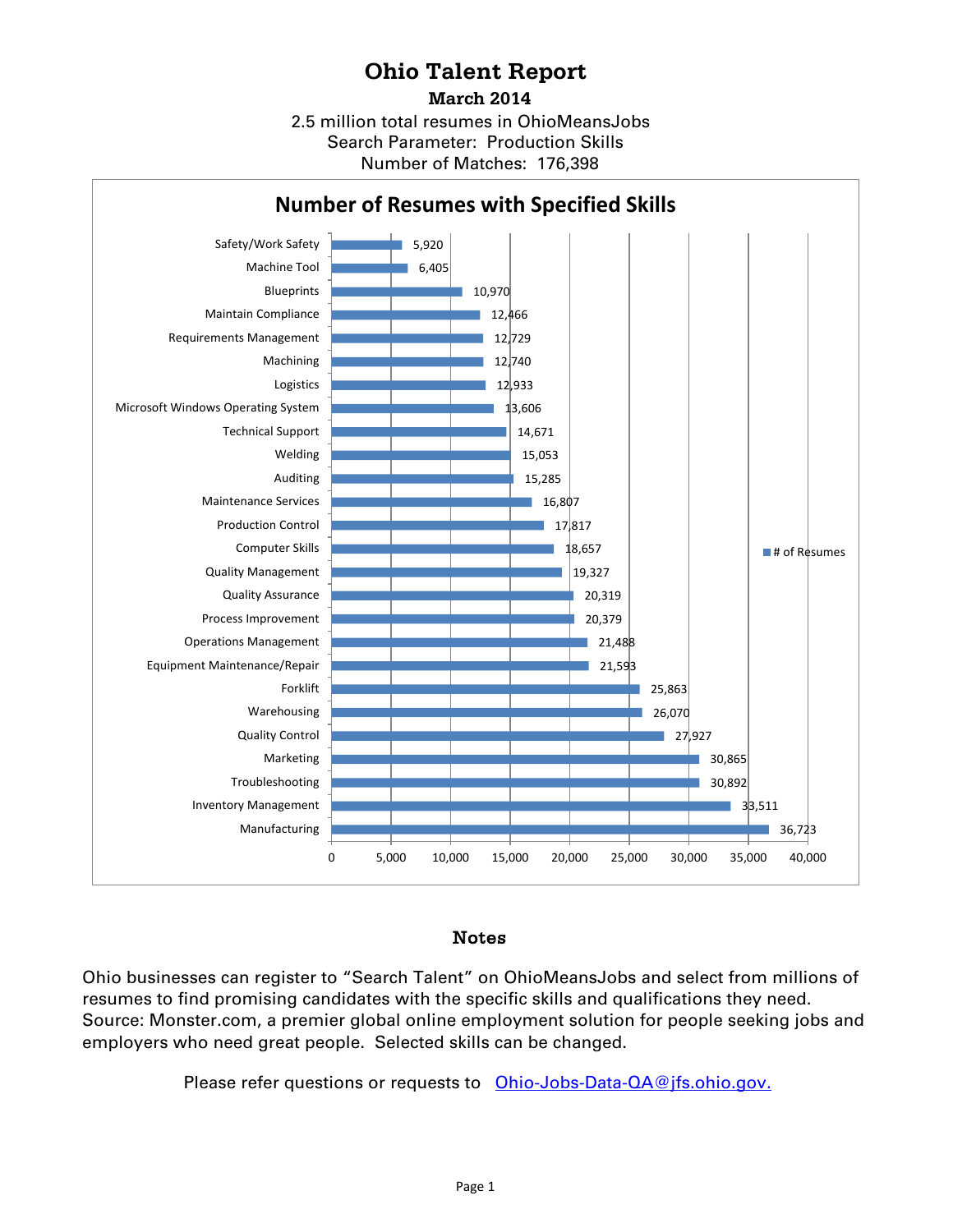# Ohio Talent Report

**March 2014**

2.5 million total resumes in OhioMeansJobs
Search Parameter: Production Skills
Number of Matches: 176,398

## Number of Resumes with Specified Skills

| Skill | # of Resumes |
|---|---|
| Safety/Work Safety | 5,920 |
| Machine Tool | 6,405 |
| Blueprints | 10,970 |
| Maintain Compliance | 12,466 |
| Requirements Management | 12,729 |
| Machining | 12,740 |
| Logistics | 12,933 |
| Microsoft Windows Operating System | 13,606 |
| Technical Support | 14,671 |
| Welding | 15,053 |
| Auditing | 15,285 |
| Maintenance Services | 16,807 |
| Production Control | 17,817 |
| Computer Skills | 18,657 |
| Quality Management | 19,327 |
| Quality Assurance | 20,319 |
| Process Improvement | 20,379 |
| Operations Management | 21,488 |
| Equipment Maintenance/Repair | 21,593 |
| Forklift | 25,863 |
| Warehousing | 26,070 |
| Quality Control | 27,927 |
| Marketing | 30,865 |
| Troubleshooting | 30,892 |
| Inventory Management | 33,511 |
| Manufacturing | 36,723 |

## Notes

Ohio businesses can register to "Search Talent" on OhioMeansJobs and select from millions of resumes to find promising candidates with the specific skills and qualifications they need. Source: Monster.com, a premier global online employment solution for people seeking jobs and employers who need great people. Selected skills can be changed.

Please refer questions or requests to [Ohio-Jobs-Data-QA@jfs.ohio.gov.](mailto:Ohio-Jobs-Data-QA@jfs.ohio.gov)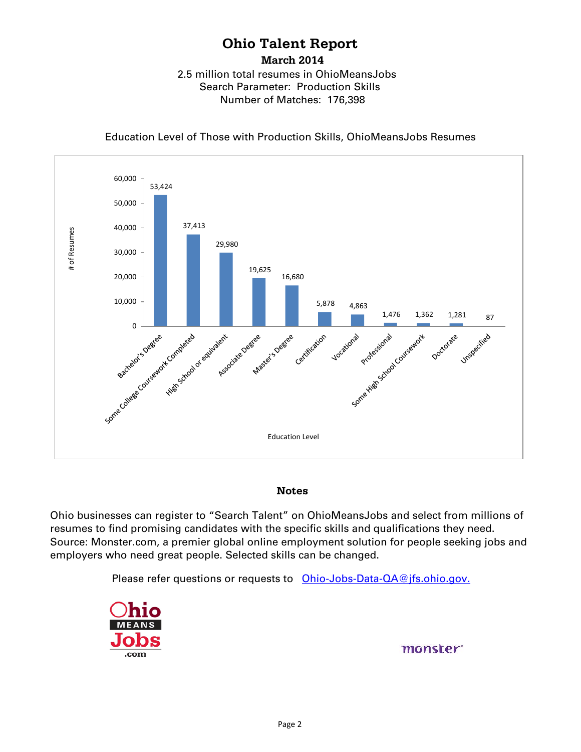# Ohio Talent Report

**March 2014**

2.5 million total resumes in OhioMeansJobs

Search Parameter: Production Skills

Number of Matches: 176,398

Education Level of Those with Production Skills, OhioMeansJobs Resumes

# of Resumes

60,000
50,000
40,000
30,000
20,000
10,000
0

53,424
37,413
29,980
19,625
16,680
5,878
4,863
1,476
1,362
1,281
87

Bachelor's Degree
Some College Coursework Completed
High School or equivalent
Associate Degree
Master's Degree
Certification
Vocational
Professional
Some High School Coursework
Doctorate
Unspecified

Education Level

## Notes

Ohio businesses can register to "Search Talent" on OhioMeansJobs and select from millions of resumes to find promising candidates with the specific skills and qualifications they need. Source: Monster.com, a premier global online employment solution for people seeking jobs and employers who need great people. Selected skills can be changed.

Please refer questions or requests to Ohio-Jobs-Data-QA@jfs.ohio.gov.

Ohio MEANS Jobs .com

monster